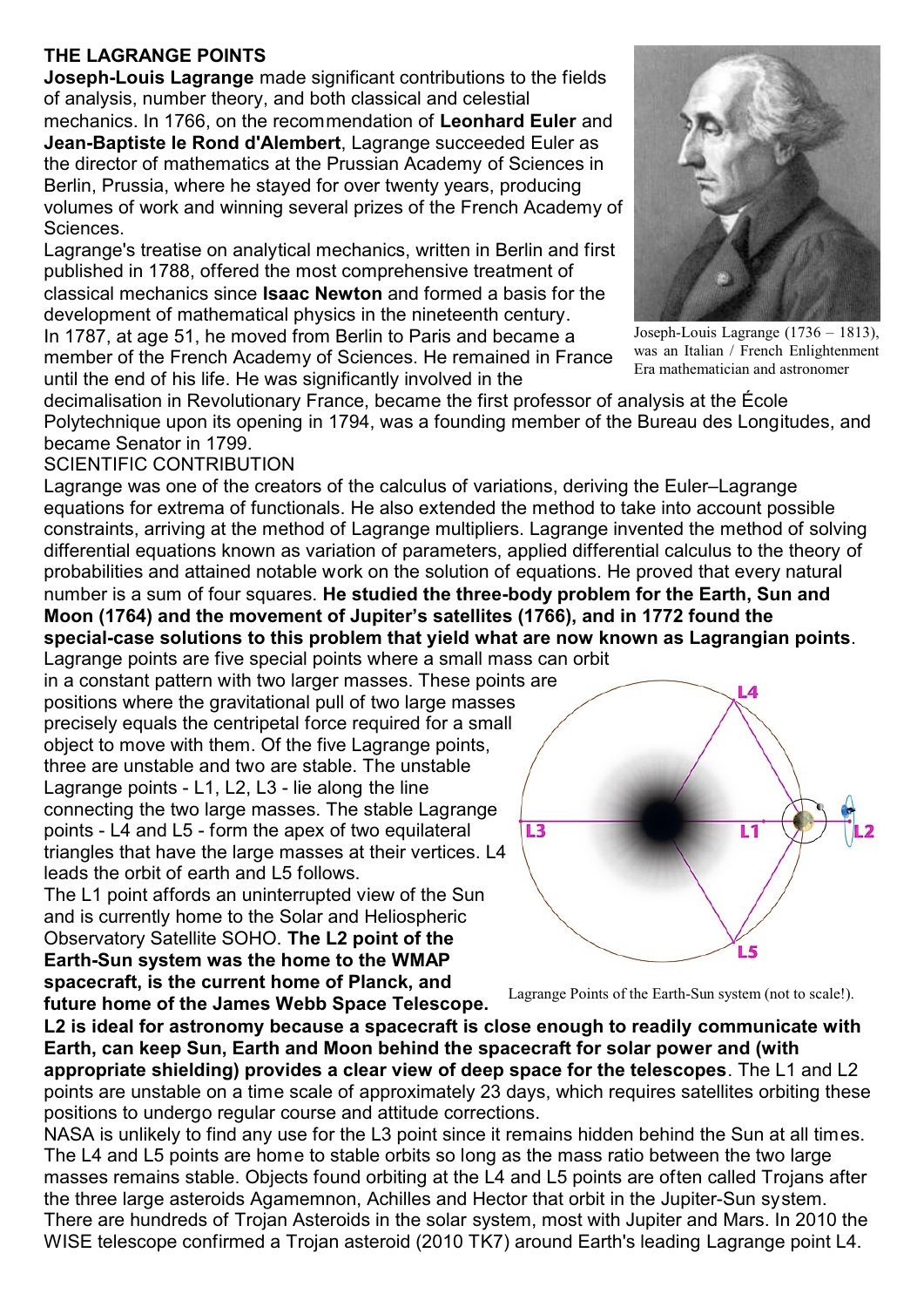**THE LAGRANGE POINTS**

**Joseph-Louis Lagrange** made significant contributions to the fields of analysis, number theory, and both classical and celestial mechanics. In 1766, on the recommendation of **Leonhard Euler** and **Jean-Baptiste le Rond d'Alembert**, Lagrange succeeded Euler as the director of mathematics at the Prussian Academy of Sciences in Berlin, Prussia, where he stayed for over twenty years, producing volumes of work and winning several prizes of the French Academy of Sciences.

Lagrange's treatise on analytical mechanics, written in Berlin and first published in 1788, offered the most comprehensive treatment of classical mechanics since **Isaac Newton** and formed a basis for the development of mathematical physics in the nineteenth century.

In 1787, at age 51, he moved from Berlin to Paris and became a member of the French Academy of Sciences. He remained in France until the end of his life. He was significantly involved in the decimalisation in Revolutionary France, became the first professor of analysis at the École Polytechnique upon its opening in 1794, was a founding member of the Bureau des Longitudes, and became Senator in 1799.

Joseph-Louis Lagrange (1736 – 1813), was an Italian / French Enlightenment Era mathematician and astronomer

SCIENTIFIC CONTRIBUTION

Lagrange was one of the creators of the calculus of variations, deriving the Euler–Lagrange equations for extrema of functionals. He also extended the method to take into account possible constraints, arriving at the method of Lagrange multipliers. Lagrange invented the method of solving differential equations known as variation of parameters, applied differential calculus to the theory of probabilities and attained notable work on the solution of equations. He proved that every natural number is a sum of four squares. **He studied the three-body problem for the Earth, Sun and Moon (1764) and the movement of Jupiter's satellites (1766), and in 1772 found the special-case solutions to this problem that yield what are now known as Lagrangian points**.

Lagrange points are five special points where a small mass can orbit in a constant pattern with two larger masses. These points are positions where the gravitational pull of two large masses precisely equals the centripetal force required for a small object to move with them. Of the five Lagrange points, three are unstable and two are stable. The unstable Lagrange points - L1, L2, L3 - lie along the line connecting the two large masses. The stable Lagrange points - L4 and L5 - form the apex of two equilateral triangles that have the large masses at their vertices. L4 leads the orbit of earth and L5 follows.

The L1 point affords an uninterrupted view of the Sun and is currently home to the Solar and Heliospheric Observatory Satellite SOHO. **The L2 point of the Earth-Sun system was the home to the WMAP spacecraft, is the current home of Planck, and future home of the James Webb Space Telescope. L2 is ideal for astronomy because a spacecraft is close enough to readily communicate with Earth, can keep Sun, Earth and Moon behind the spacecraft for solar power and (with appropriate shielding) provides a clear view of deep space for the telescopes**. The L1 and L2 points are unstable on a time scale of approximately 23 days, which requires satellites orbiting these positions to undergo regular course and attitude corrections.

Lagrange Points of the Earth-Sun system (not to scale!).

NASA is unlikely to find any use for the L3 point since it remains hidden behind the Sun at all times. The L4 and L5 points are home to stable orbits so long as the mass ratio between the two large masses remains stable. Objects found orbiting at the L4 and L5 points are often called Trojans after the three large asteroids Agamemnon, Achilles and Hector that orbit in the Jupiter-Sun system. There are hundreds of Trojan Asteroids in the solar system, most with Jupiter and Mars. In 2010 the WISE telescope confirmed a Trojan asteroid (2010 TK7) around Earth's leading Lagrange point L4.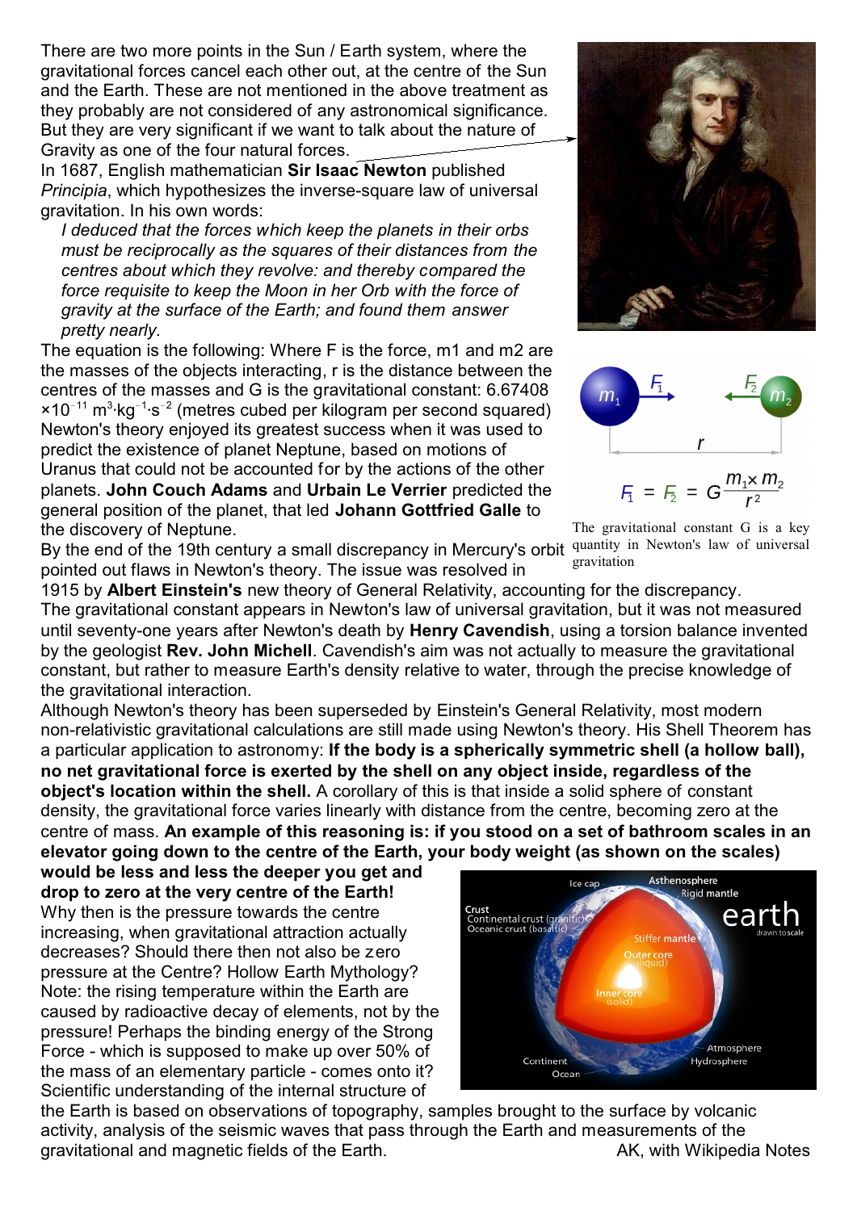There are two more points in the Sun / Earth system, where the gravitational forces cancel each other out, at the centre of the Sun and the Earth. These are not mentioned in the above treatment as they probably are not considered of any astronomical significance. But they are very significant if we want to talk about the nature of Gravity as one of the four natural forces.

In 1687, English mathematician **Sir Isaac Newton** published *Principia*, which hypothesizes the inverse-square law of universal gravitation. In his own words:

> *I deduced that the forces which keep the planets in their orbs must be reciprocally as the squares of their distances from the centres about which they revolve: and thereby compared the force requisite to keep the Moon in her Orb with the force of gravity at the surface of the Earth; and found them answer pretty nearly.*

The equation is the following: Where F is the force, m1 and m2 are the masses of the objects interacting, r is the distance between the centres of the masses and G is the gravitational constant: 6.67408 $\times 10^{-11}$ $m^3 \cdot kg^{-1} \cdot s^{-2}$ (metres cubed per kilogram per second squared)

$$F_1 = F_2 = G\frac{m_1 \times m_2}{r^2}$$

The gravitational constant G is a key quantity in Newton's law of universal gravitation

Newton's theory enjoyed its greatest success when it was used to predict the existence of planet Neptune, based on motions of Uranus that could not be accounted for by the actions of the other planets. **John Couch Adams** and **Urbain Le Verrier** predicted the general position of the planet, that led **Johann Gottfried Galle** to the discovery of Neptune.

By the end of the 19th century a small discrepancy in Mercury's orbit pointed out flaws in Newton's theory. The issue was resolved in 1915 by **Albert Einstein's** new theory of General Relativity, accounting for the discrepancy.

The gravitational constant appears in Newton's law of universal gravitation, but it was not measured until seventy-one years after Newton's death by **Henry Cavendish**, using a torsion balance invented by the geologist **Rev. John Michell**. Cavendish's aim was not actually to measure the gravitational constant, but rather to measure Earth's density relative to water, through the precise knowledge of the gravitational interaction.

Although Newton's theory has been superseded by Einstein's General Relativity, most modern non-relativistic gravitational calculations are still made using Newton's theory. His Shell Theorem has a particular application to astronomy: **If the body is a spherically symmetric shell (a hollow ball), no net gravitational force is exerted by the shell on any object inside, regardless of the object's location within the shell.** A corollary of this is that inside a solid sphere of constant density, the gravitational force varies linearly with distance from the centre, becoming zero at the centre of mass. **An example of this reasoning is: if you stood on a set of bathroom scales in an elevator going down to the centre of the Earth, your body weight (as shown on the scales) would be less and less the deeper you get and drop to zero at the very centre of the Earth!**

Why then is the pressure towards the centre increasing, when gravitational attraction actually decreases? Should there then not also be zero pressure at the Centre? Hollow Earth Mythology? Note: the rising temperature within the Earth are caused by radioactive decay of elements, not by the pressure! Perhaps the binding energy of the Strong Force - which is supposed to make up over 50% of the mass of an elementary particle - comes onto it?

Scientific understanding of the internal structure of the Earth is based on observations of topography, samples brought to the surface by volcanic activity, analysis of the seismic waves that pass through the Earth and measurements of the gravitational and magnetic fields of the Earth.

AK, with Wikipedia Notes